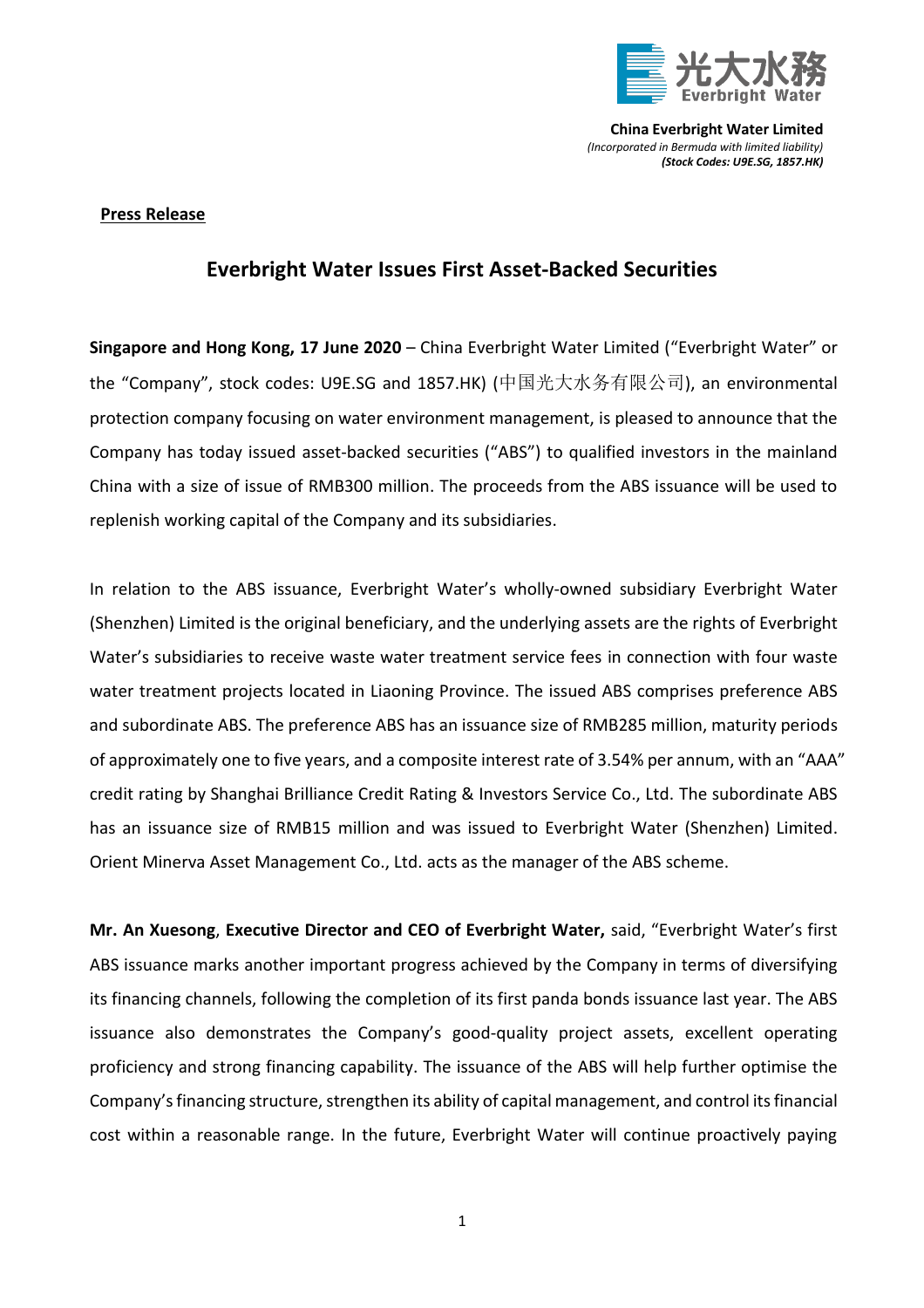**China Everbright Water Limited**
*(Incorporated in Bermuda with limited liability)*
***(Stock Codes: U9E.SG, 1857.HK)***

**Press Release**

## Everbright Water Issues First Asset-Backed Securities

**Singapore and Hong Kong, 17 June 2020** – China Everbright Water Limited ("Everbright Water" or the "Company", stock codes: U9E.SG and 1857.HK) (中国光大水务有限公司), an environmental protection company focusing on water environment management, is pleased to announce that the Company has today issued asset-backed securities ("ABS") to qualified investors in the mainland China with a size of issue of RMB300 million. The proceeds from the ABS issuance will be used to replenish working capital of the Company and its subsidiaries.

In relation to the ABS issuance, Everbright Water's wholly-owned subsidiary Everbright Water (Shenzhen) Limited is the original beneficiary, and the underlying assets are the rights of Everbright Water's subsidiaries to receive waste water treatment service fees in connection with four waste water treatment projects located in Liaoning Province. The issued ABS comprises preference ABS and subordinate ABS. The preference ABS has an issuance size of RMB285 million, maturity periods of approximately one to five years, and a composite interest rate of 3.54% per annum, with an "AAA" credit rating by Shanghai Brilliance Credit Rating & Investors Service Co., Ltd. The subordinate ABS has an issuance size of RMB15 million and was issued to Everbright Water (Shenzhen) Limited. Orient Minerva Asset Management Co., Ltd. acts as the manager of the ABS scheme.

**Mr. An Xuesong**, **Executive Director and CEO of Everbright Water,** said, "Everbright Water's first ABS issuance marks another important progress achieved by the Company in terms of diversifying its financing channels, following the completion of its first panda bonds issuance last year. The ABS issuance also demonstrates the Company's good-quality project assets, excellent operating proficiency and strong financing capability. The issuance of the ABS will help further optimise the Company's financing structure, strengthen its ability of capital management, and control its financial cost within a reasonable range. In the future, Everbright Water will continue proactively paying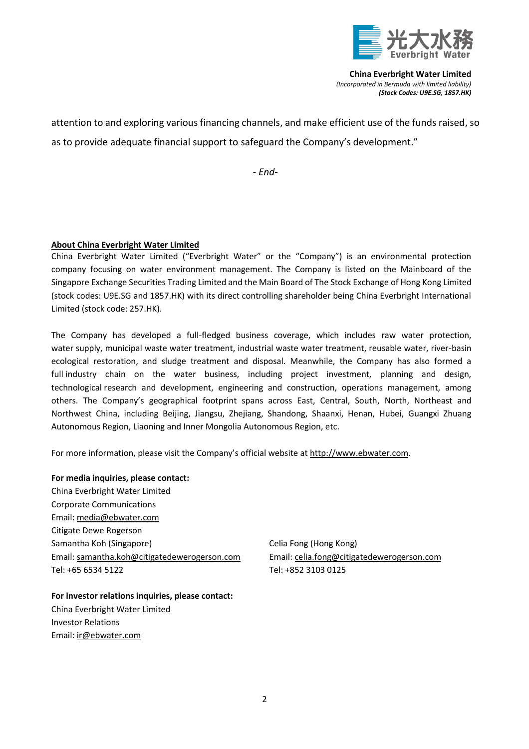attention to and exploring various financing channels, and make efficient use of the funds raised, so as to provide adequate financial support to safeguard the Company's development."

*- End-*

**About China Everbright Water Limited**

China Everbright Water Limited ("Everbright Water" or the "Company") is an environmental protection company focusing on water environment management. The Company is listed on the Mainboard of the Singapore Exchange Securities Trading Limited and the Main Board of The Stock Exchange of Hong Kong Limited (stock codes: U9E.SG and 1857.HK) with its direct controlling shareholder being China Everbright International Limited (stock code: 257.HK).

The Company has developed a full-fledged business coverage, which includes raw water protection, water supply, municipal waste water treatment, industrial waste water treatment, reusable water, river-basin ecological restoration, and sludge treatment and disposal. Meanwhile, the Company has also formed a full industry chain on the water business, including project investment, planning and design, technological research and development, engineering and construction, operations management, among others. The Company's geographical footprint spans across East, Central, South, North, Northeast and Northwest China, including Beijing, Jiangsu, Zhejiang, Shandong, Shaanxi, Henan, Hubei, Guangxi Zhuang Autonomous Region, Liaoning and Inner Mongolia Autonomous Region, etc.

For more information, please visit the Company's official website at http://www.ebwater.com.

**For media inquiries, please contact:**

China Everbright Water Limited
Corporate Communications
Email: media@ebwater.com
Citigate Dewe Rogerson

Samantha Koh (Singapore)
Email: samantha.koh@citigatedewerogerson.com
Tel: +65 6534 5122

Celia Fong (Hong Kong)
Email: celia.fong@citigatedewerogerson.com
Tel: +852 3103 0125

**For investor relations inquiries, please contact:**

China Everbright Water Limited
Investor Relations
Email: ir@ebwater.com